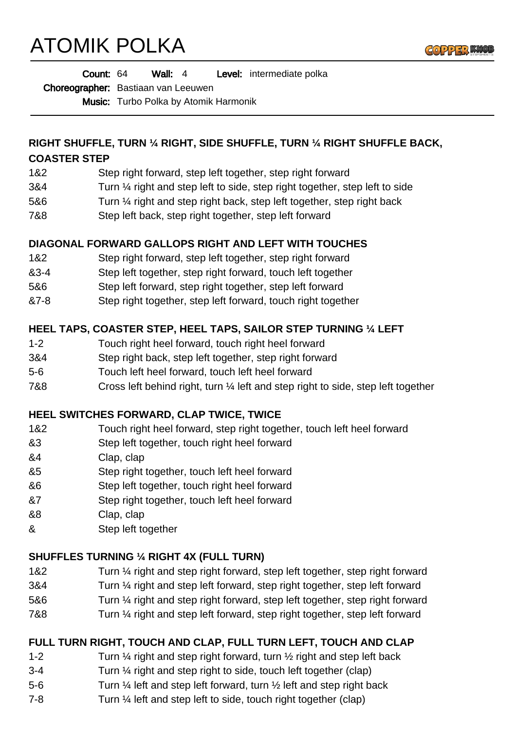# ATOMIK POLKA

**Count:** 64 **Wall:** 4 **Level:** intermediate polka

**Choreographer:** Bastiaan van Leeuwen

**Music:** Turbo Polka by Atomik Harmonik

---

### RIGHT SHUFFLE, TURN ¼ RIGHT, SIDE SHUFFLE, TURN ¼ RIGHT SHUFFLE BACK, COASTER STEP

| | |
|---|---|
| 1&2 | Step right forward, step left together, step right forward |
| 3&4 | Turn ¼ right and step left to side, step right together, step left to side |
| 5&6 | Turn ¼ right and step right back, step left together, step right back |
| 7&8 | Step left back, step right together, step left forward |

### DIAGONAL FORWARD GALLOPS RIGHT AND LEFT WITH TOUCHES

| | |
|---|---|
| 1&2 | Step right forward, step left together, step right forward |
| &3-4 | Step left together, step right forward, touch left together |
| 5&6 | Step left forward, step right together, step left forward |
| &7-8 | Step right together, step left forward, touch right together |

### HEEL TAPS, COASTER STEP, HEEL TAPS, SAILOR STEP TURNING ¼ LEFT

| | |
|---|---|
| 1-2 | Touch right heel forward, touch right heel forward |
| 3&4 | Step right back, step left together, step right forward |
| 5-6 | Touch left heel forward, touch left heel forward |
| 7&8 | Cross left behind right, turn ¼ left and step right to side, step left together |

### HEEL SWITCHES FORWARD, CLAP TWICE, TWICE

| | |
|---|---|
| 1&2 | Touch right heel forward, step right together, touch left heel forward |
| &3 | Step left together, touch right heel forward |
| &4 | Clap, clap |
| &5 | Step right together, touch left heel forward |
| &6 | Step left together, touch right heel forward |
| &7 | Step right together, touch left heel forward |
| &8 | Clap, clap |
| & | Step left together |

### SHUFFLES TURNING ¼ RIGHT 4X (FULL TURN)

| | |
|---|---|
| 1&2 | Turn ¼ right and step right forward, step left together, step right forward |
| 3&4 | Turn ¼ right and step left forward, step right together, step left forward |
| 5&6 | Turn ¼ right and step right forward, step left together, step right forward |
| 7&8 | Turn ¼ right and step left forward, step right together, step left forward |

### FULL TURN RIGHT, TOUCH AND CLAP, FULL TURN LEFT, TOUCH AND CLAP

| | |
|---|---|
| 1-2 | Turn ¼ right and step right forward, turn ½ right and step left back |
| 3-4 | Turn ¼ right and step right to side, touch left together (clap) |
| 5-6 | Turn ¼ left and step left forward, turn ½ left and step right back |
| 7-8 | Turn ¼ left and step left to side, touch right together (clap) |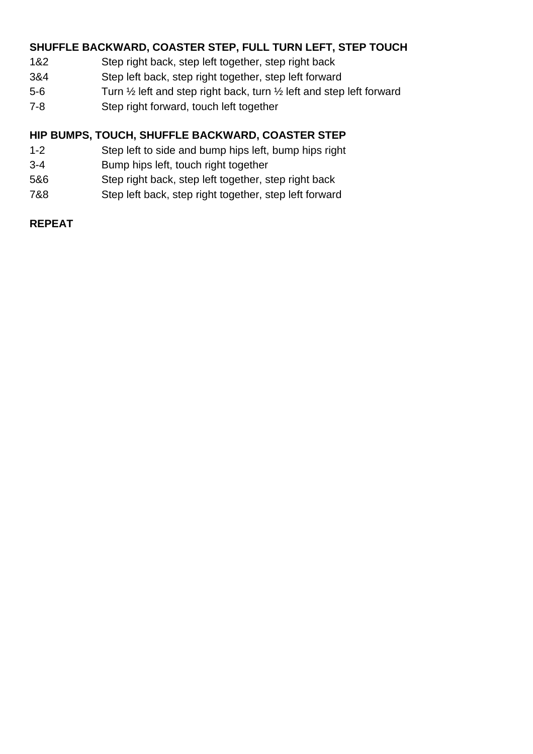**SHUFFLE BACKWARD, COASTER STEP, FULL TURN LEFT, STEP TOUCH**

| | |
|---|---|
| 1&2 | Step right back, step left together, step right back |
| 3&4 | Step left back, step right together, step left forward |
| 5-6 | Turn ½ left and step right back, turn ½ left and step left forward |
| 7-8 | Step right forward, touch left together |

**HIP BUMPS, TOUCH, SHUFFLE BACKWARD, COASTER STEP**

| | |
|---|---|
| 1-2 | Step left to side and bump hips left, bump hips right |
| 3-4 | Bump hips left, touch right together |
| 5&6 | Step right back, step left together, step right back |
| 7&8 | Step left back, step right together, step left forward |

**REPEAT**